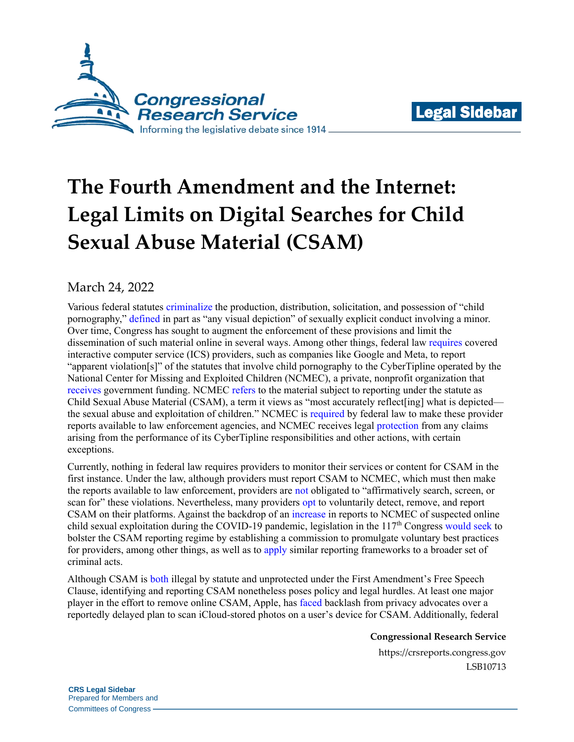Legal Sidebar

# The Fourth Amendment and the Internet: Legal Limits on Digital Searches for Child Sexual Abuse Material (CSAM)

March 24, 2022

Various federal statutes criminalize the production, distribution, solicitation, and possession of "child pornography," defined in part as "any visual depiction" of sexually explicit conduct involving a minor. Over time, Congress has sought to augment the enforcement of these provisions and limit the dissemination of such material online in several ways. Among other things, federal law requires covered interactive computer service (ICS) providers, such as companies like Google and Meta, to report "apparent violation[s]" of the statutes that involve child pornography to the CyberTipline operated by the National Center for Missing and Exploited Children (NCMEC), a private, nonprofit organization that receives government funding. NCMEC refers to the material subject to reporting under the statute as Child Sexual Abuse Material (CSAM), a term it views as "most accurately reflect[ing] what is depicted—the sexual abuse and exploitation of children." NCMEC is required by federal law to make these provider reports available to law enforcement agencies, and NCMEC receives legal protection from any claims arising from the performance of its CyberTipline responsibilities and other actions, with certain exceptions.

Currently, nothing in federal law requires providers to monitor their services or content for CSAM in the first instance. Under the law, although providers must report CSAM to NCMEC, which must then make the reports available to law enforcement, providers are not obligated to "affirmatively search, screen, or scan for" these violations. Nevertheless, many providers opt to voluntarily detect, remove, and report CSAM on their platforms. Against the backdrop of an increase in reports to NCMEC of suspected online child sexual exploitation during the COVID-19 pandemic, legislation in the 117th Congress would seek to bolster the CSAM reporting regime by establishing a commission to promulgate voluntary best practices for providers, among other things, as well as to apply similar reporting frameworks to a broader set of criminal acts.

Although CSAM is both illegal by statute and unprotected under the First Amendment's Free Speech Clause, identifying and reporting CSAM nonetheless poses policy and legal hurdles. At least one major player in the effort to remove online CSAM, Apple, has faced backlash from privacy advocates over a reportedly delayed plan to scan iCloud-stored photos on a user's device for CSAM. Additionally, federal

**Congressional Research Service**
https://crsreports.congress.gov
LSB10713

**CRS Legal Sidebar**
Prepared for Members and
Committees of Congress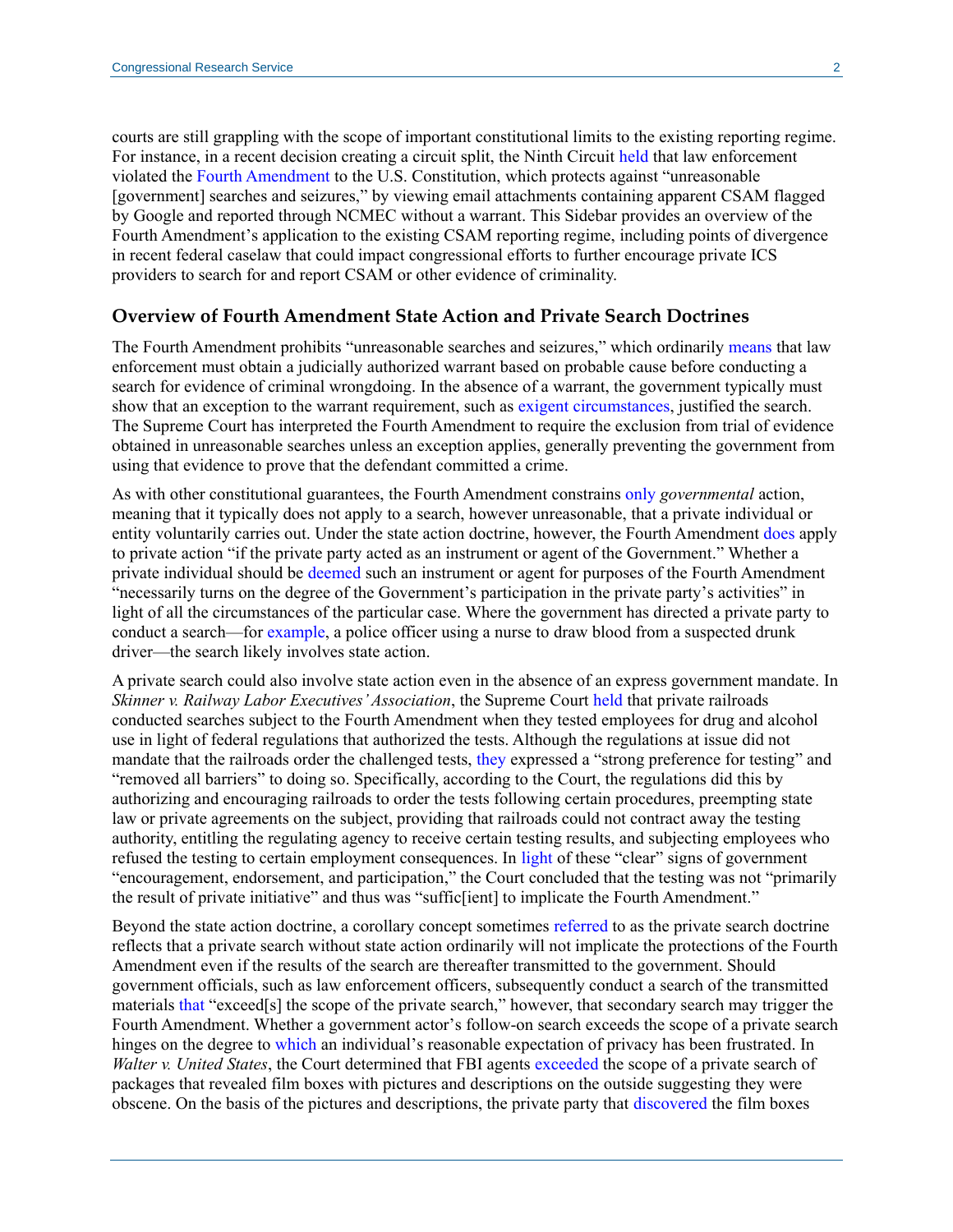courts are still grappling with the scope of important constitutional limits to the existing reporting regime. For instance, in a recent decision creating a circuit split, the Ninth Circuit held that law enforcement violated the Fourth Amendment to the U.S. Constitution, which protects against "unreasonable [government] searches and seizures," by viewing email attachments containing apparent CSAM flagged by Google and reported through NCMEC without a warrant. This Sidebar provides an overview of the Fourth Amendment's application to the existing CSAM reporting regime, including points of divergence in recent federal caselaw that could impact congressional efforts to further encourage private ICS providers to search for and report CSAM or other evidence of criminality.

## Overview of Fourth Amendment State Action and Private Search Doctrines

The Fourth Amendment prohibits "unreasonable searches and seizures," which ordinarily means that law enforcement must obtain a judicially authorized warrant based on probable cause before conducting a search for evidence of criminal wrongdoing. In the absence of a warrant, the government typically must show that an exception to the warrant requirement, such as exigent circumstances, justified the search. The Supreme Court has interpreted the Fourth Amendment to require the exclusion from trial of evidence obtained in unreasonable searches unless an exception applies, generally preventing the government from using that evidence to prove that the defendant committed a crime.

As with other constitutional guarantees, the Fourth Amendment constrains only *governmental* action, meaning that it typically does not apply to a search, however unreasonable, that a private individual or entity voluntarily carries out. Under the state action doctrine, however, the Fourth Amendment does apply to private action "if the private party acted as an instrument or agent of the Government." Whether a private individual should be deemed such an instrument or agent for purposes of the Fourth Amendment "necessarily turns on the degree of the Government's participation in the private party's activities" in light of all the circumstances of the particular case. Where the government has directed a private party to conduct a search—for example, a police officer using a nurse to draw blood from a suspected drunk driver—the search likely involves state action.

A private search could also involve state action even in the absence of an express government mandate. In *Skinner v. Railway Labor Executives' Association*, the Supreme Court held that private railroads conducted searches subject to the Fourth Amendment when they tested employees for drug and alcohol use in light of federal regulations that authorized the tests. Although the regulations at issue did not mandate that the railroads order the challenged tests, they expressed a "strong preference for testing" and "removed all barriers" to doing so. Specifically, according to the Court, the regulations did this by authorizing and encouraging railroads to order the tests following certain procedures, preempting state law or private agreements on the subject, providing that railroads could not contract away the testing authority, entitling the regulating agency to receive certain testing results, and subjecting employees who refused the testing to certain employment consequences. In light of these "clear" signs of government "encouragement, endorsement, and participation," the Court concluded that the testing was not "primarily the result of private initiative" and thus was "suffic[ient] to implicate the Fourth Amendment."

Beyond the state action doctrine, a corollary concept sometimes referred to as the private search doctrine reflects that a private search without state action ordinarily will not implicate the protections of the Fourth Amendment even if the results of the search are thereafter transmitted to the government. Should government officials, such as law enforcement officers, subsequently conduct a search of the transmitted materials that "exceed[s] the scope of the private search," however, that secondary search may trigger the Fourth Amendment. Whether a government actor's follow-on search exceeds the scope of a private search hinges on the degree to which an individual's reasonable expectation of privacy has been frustrated. In *Walter v. United States*, the Court determined that FBI agents exceeded the scope of a private search of packages that revealed film boxes with pictures and descriptions on the outside suggesting they were obscene. On the basis of the pictures and descriptions, the private party that discovered the film boxes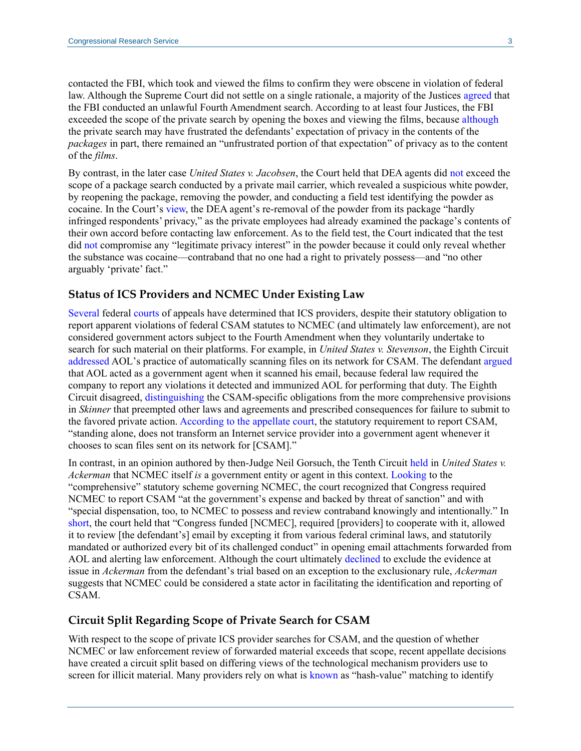contacted the FBI, which took and viewed the films to confirm they were obscene in violation of federal law. Although the Supreme Court did not settle on a single rationale, a majority of the Justices agreed that the FBI conducted an unlawful Fourth Amendment search. According to at least four Justices, the FBI exceeded the scope of the private search by opening the boxes and viewing the films, because although the private search may have frustrated the defendants' expectation of privacy in the contents of the *packages* in part, there remained an "unfrustrated portion of that expectation" of privacy as to the content of the *films*.

By contrast, in the later case *United States v. Jacobsen*, the Court held that DEA agents did not exceed the scope of a package search conducted by a private mail carrier, which revealed a suspicious white powder, by reopening the package, removing the powder, and conducting a field test identifying the powder as cocaine. In the Court's view, the DEA agent's re-removal of the powder from its package "hardly infringed respondents' privacy," as the private employees had already examined the package's contents of their own accord before contacting law enforcement. As to the field test, the Court indicated that the test did not compromise any "legitimate privacy interest" in the powder because it could only reveal whether the substance was cocaine—contraband that no one had a right to privately possess—and "no other arguably 'private' fact."

### Status of ICS Providers and NCMEC Under Existing Law

Several federal courts of appeals have determined that ICS providers, despite their statutory obligation to report apparent violations of federal CSAM statutes to NCMEC (and ultimately law enforcement), are not considered government actors subject to the Fourth Amendment when they voluntarily undertake to search for such material on their platforms. For example, in *United States v. Stevenson*, the Eighth Circuit addressed AOL's practice of automatically scanning files on its network for CSAM. The defendant argued that AOL acted as a government agent when it scanned his email, because federal law required the company to report any violations it detected and immunized AOL for performing that duty. The Eighth Circuit disagreed, distinguishing the CSAM-specific obligations from the more comprehensive provisions in *Skinner* that preempted other laws and agreements and prescribed consequences for failure to submit to the favored private action. According to the appellate court, the statutory requirement to report CSAM, "standing alone, does not transform an Internet service provider into a government agent whenever it chooses to scan files sent on its network for [CSAM]."

In contrast, in an opinion authored by then-Judge Neil Gorsuch, the Tenth Circuit held in *United States v. Ackerman* that NCMEC itself *is* a government entity or agent in this context. Looking to the "comprehensive" statutory scheme governing NCMEC, the court recognized that Congress required NCMEC to report CSAM "at the government's expense and backed by threat of sanction" and with "special dispensation, too, to NCMEC to possess and review contraband knowingly and intentionally." In short, the court held that "Congress funded [NCMEC], required [providers] to cooperate with it, allowed it to review [the defendant's] email by excepting it from various federal criminal laws, and statutorily mandated or authorized every bit of its challenged conduct" in opening email attachments forwarded from AOL and alerting law enforcement. Although the court ultimately declined to exclude the evidence at issue in *Ackerman* from the defendant's trial based on an exception to the exclusionary rule, *Ackerman* suggests that NCMEC could be considered a state actor in facilitating the identification and reporting of CSAM.

### Circuit Split Regarding Scope of Private Search for CSAM

With respect to the scope of private ICS provider searches for CSAM, and the question of whether NCMEC or law enforcement review of forwarded material exceeds that scope, recent appellate decisions have created a circuit split based on differing views of the technological mechanism providers use to screen for illicit material. Many providers rely on what is known as "hash-value" matching to identify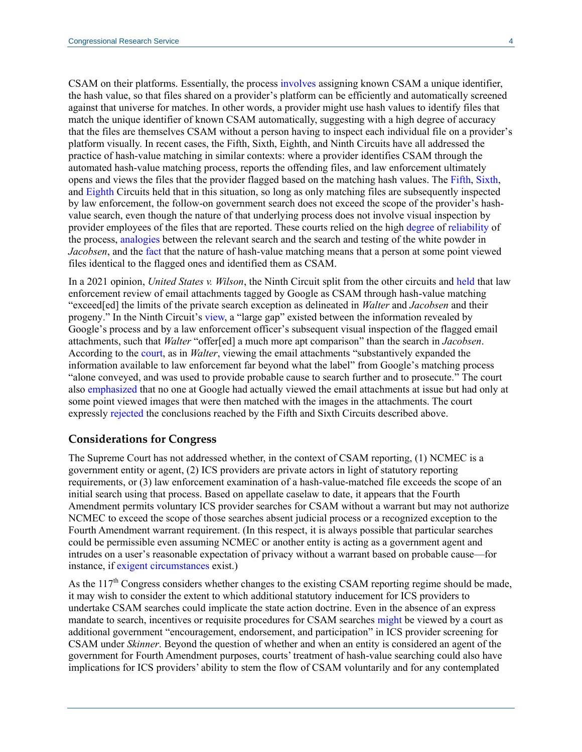CSAM on their platforms. Essentially, the process involves assigning known CSAM a unique identifier, the hash value, so that files shared on a provider's platform can be efficiently and automatically screened against that universe for matches. In other words, a provider might use hash values to identify files that match the unique identifier of known CSAM automatically, suggesting with a high degree of accuracy that the files are themselves CSAM without a person having to inspect each individual file on a provider's platform visually. In recent cases, the Fifth, Sixth, Eighth, and Ninth Circuits have all addressed the practice of hash-value matching in similar contexts: where a provider identifies CSAM through the automated hash-value matching process, reports the offending files, and law enforcement ultimately opens and views the files that the provider flagged based on the matching hash values. The Fifth, Sixth, and Eighth Circuits held that in this situation, so long as only matching files are subsequently inspected by law enforcement, the follow-on government search does not exceed the scope of the provider's hash-value search, even though the nature of that underlying process does not involve visual inspection by provider employees of the files that are reported. These courts relied on the high degree of reliability of the process, analogies between the relevant search and the search and testing of the white powder in *Jacobsen*, and the fact that the nature of hash-value matching means that a person at some point viewed files identical to the flagged ones and identified them as CSAM.

In a 2021 opinion, *United States v. Wilson*, the Ninth Circuit split from the other circuits and held that law enforcement review of email attachments tagged by Google as CSAM through hash-value matching "exceed[ed] the limits of the private search exception as delineated in *Walter* and *Jacobsen* and their progeny." In the Ninth Circuit's view, a "large gap" existed between the information revealed by Google's process and by a law enforcement officer's subsequent visual inspection of the flagged email attachments, such that *Walter* "offer[ed] a much more apt comparison" than the search in *Jacobsen*. According to the court, as in *Walter*, viewing the email attachments "substantively expanded the information available to law enforcement far beyond what the label" from Google's matching process "alone conveyed, and was used to provide probable cause to search further and to prosecute." The court also emphasized that no one at Google had actually viewed the email attachments at issue but had only at some point viewed images that were then matched with the images in the attachments. The court expressly rejected the conclusions reached by the Fifth and Sixth Circuits described above.

## Considerations for Congress

The Supreme Court has not addressed whether, in the context of CSAM reporting, (1) NCMEC is a government entity or agent, (2) ICS providers are private actors in light of statutory reporting requirements, or (3) law enforcement examination of a hash-value-matched file exceeds the scope of an initial search using that process. Based on appellate caselaw to date, it appears that the Fourth Amendment permits voluntary ICS provider searches for CSAM without a warrant but may not authorize NCMEC to exceed the scope of those searches absent judicial process or a recognized exception to the Fourth Amendment warrant requirement. (In this respect, it is always possible that particular searches could be permissible even assuming NCMEC or another entity is acting as a government agent and intrudes on a user's reasonable expectation of privacy without a warrant based on probable cause—for instance, if exigent circumstances exist.)

As the 117th Congress considers whether changes to the existing CSAM reporting regime should be made, it may wish to consider the extent to which additional statutory inducement for ICS providers to undertake CSAM searches could implicate the state action doctrine. Even in the absence of an express mandate to search, incentives or requisite procedures for CSAM searches might be viewed by a court as additional government "encouragement, endorsement, and participation" in ICS provider screening for CSAM under *Skinner*. Beyond the question of whether and when an entity is considered an agent of the government for Fourth Amendment purposes, courts' treatment of hash-value searching could also have implications for ICS providers' ability to stem the flow of CSAM voluntarily and for any contemplated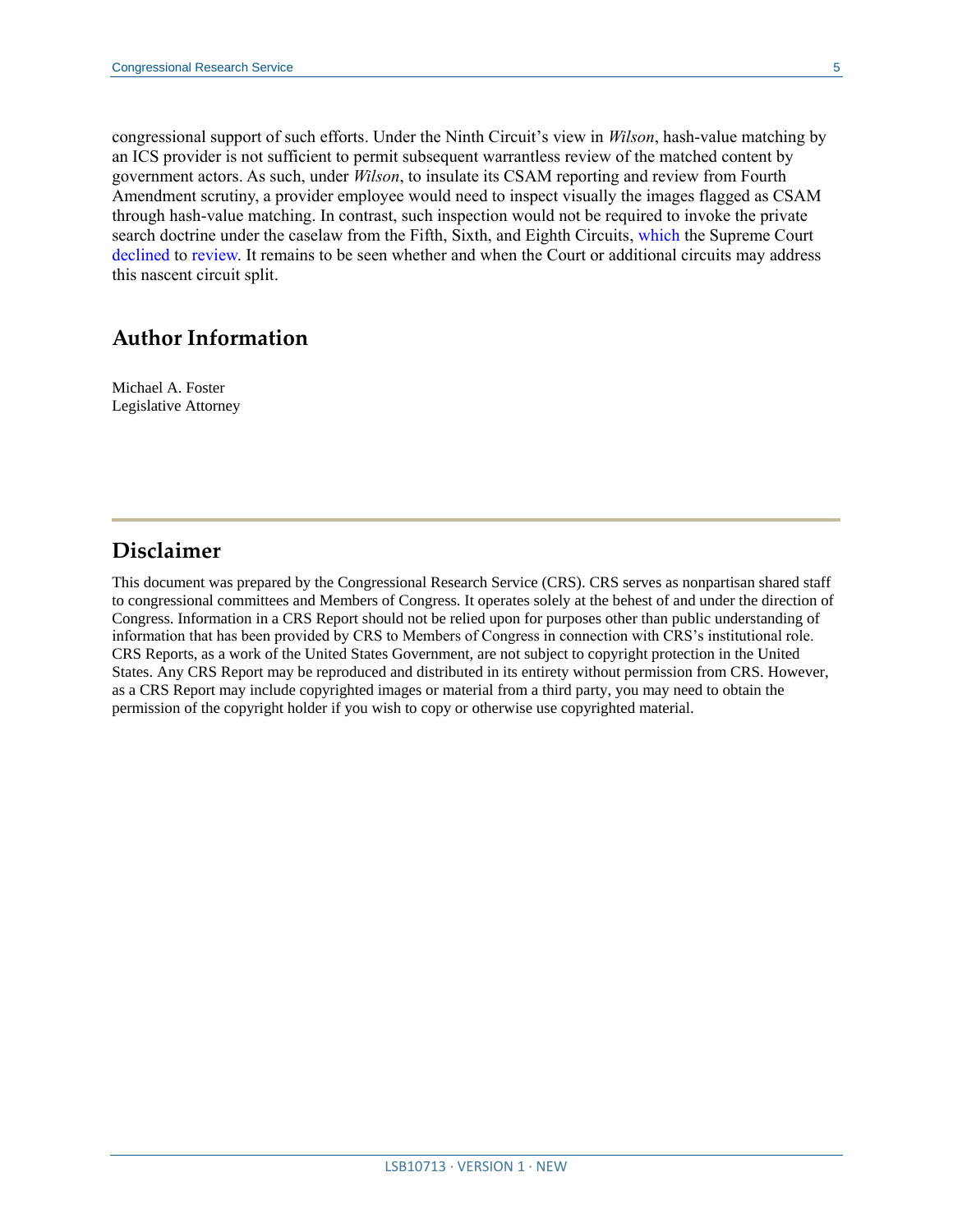congressional support of such efforts. Under the Ninth Circuit's view in *Wilson*, hash-value matching by an ICS provider is not sufficient to permit subsequent warrantless review of the matched content by government actors. As such, under *Wilson*, to insulate its CSAM reporting and review from Fourth Amendment scrutiny, a provider employee would need to inspect visually the images flagged as CSAM through hash-value matching. In contrast, such inspection would not be required to invoke the private search doctrine under the caselaw from the Fifth, Sixth, and Eighth Circuits, which the Supreme Court declined to review. It remains to be seen whether and when the Court or additional circuits may address this nascent circuit split.

## Author Information

Michael A. Foster
Legislative Attorney

## Disclaimer

This document was prepared by the Congressional Research Service (CRS). CRS serves as nonpartisan shared staff to congressional committees and Members of Congress. It operates solely at the behest of and under the direction of Congress. Information in a CRS Report should not be relied upon for purposes other than public understanding of information that has been provided by CRS to Members of Congress in connection with CRS's institutional role. CRS Reports, as a work of the United States Government, are not subject to copyright protection in the United States. Any CRS Report may be reproduced and distributed in its entirety without permission from CRS. However, as a CRS Report may include copyrighted images or material from a third party, you may need to obtain the permission of the copyright holder if you wish to copy or otherwise use copyrighted material.